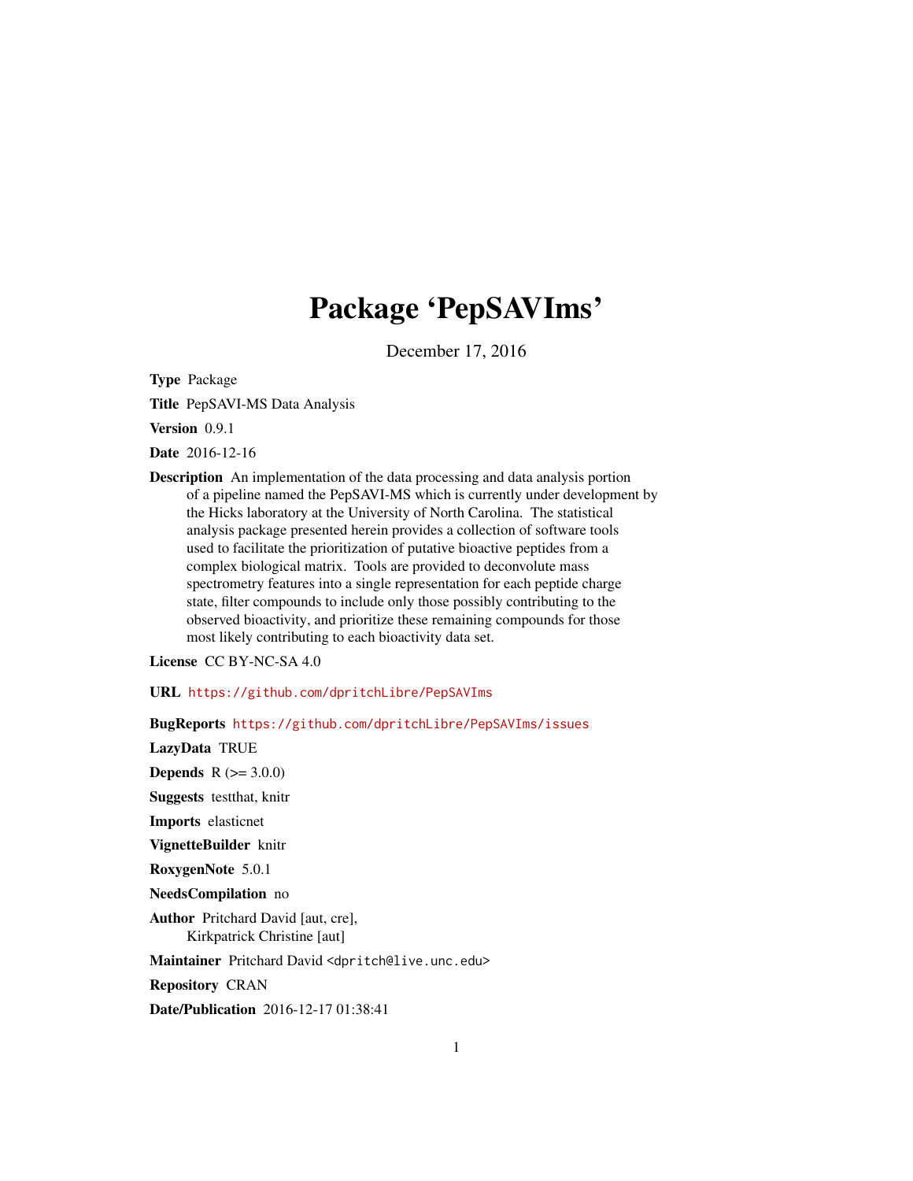# Package 'PepSAVIms'

December 17, 2016

**Type** Package

**Title** PepSAVI-MS Data Analysis

**Version** 0.9.1

**Date** 2016-12-16

**Description** An implementation of the data processing and data analysis portion of a pipeline named the PepSAVI-MS which is currently under development by the Hicks laboratory at the University of North Carolina. The statistical analysis package presented herein provides a collection of software tools used to facilitate the prioritization of putative bioactive peptides from a complex biological matrix. Tools are provided to deconvolute mass spectrometry features into a single representation for each peptide charge state, filter compounds to include only those possibly contributing to the observed bioactivity, and prioritize these remaining compounds for those most likely contributing to each bioactivity data set.

**License** CC BY-NC-SA 4.0

**URL** https://github.com/dpritchLibre/PepSAVIms

**BugReports** https://github.com/dpritchLibre/PepSAVIms/issues

**LazyData** TRUE

**Depends** R (>= 3.0.0)

**Suggests** testthat, knitr

**Imports** elasticnet

**VignetteBuilder** knitr

**RoxygenNote** 5.0.1

**NeedsCompilation** no

**Author** Pritchard David [aut, cre],
Kirkpatrick Christine [aut]

**Maintainer** Pritchard David <dpritch@live.unc.edu>

**Repository** CRAN

**Date/Publication** 2016-12-17 01:38:41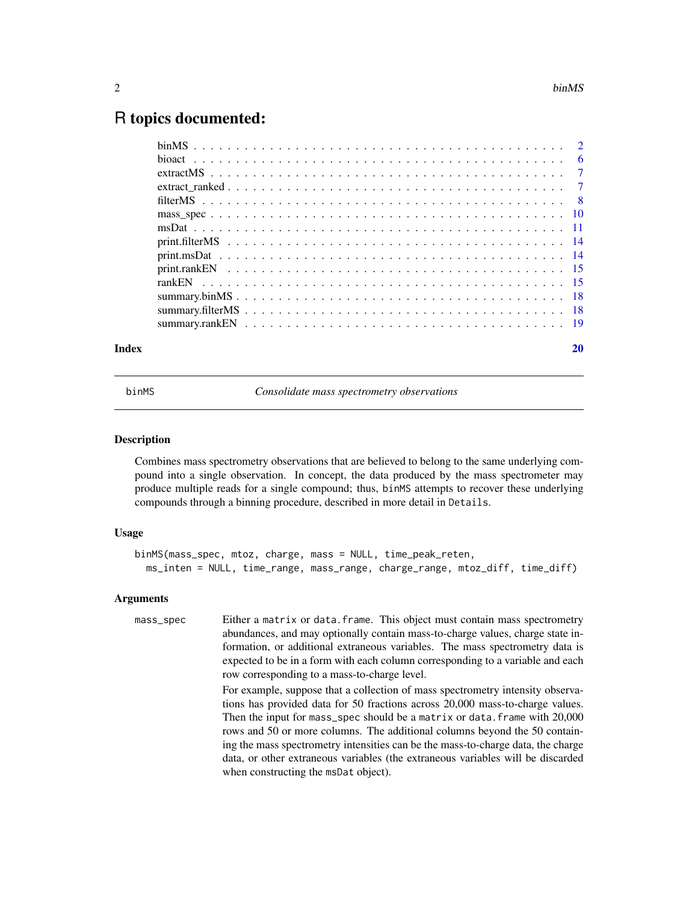# R topics documented:

| | |
|---|---|
| binMS | 2 |
| bioact | 6 |
| extractMS | 7 |
| extract_ranked | 7 |
| filterMS | 8 |
| mass_spec | 10 |
| msDat | 11 |
| print.filterMS | 14 |
| print.msDat | 14 |
| print.rankEN | 15 |
| rankEN | 15 |
| summary.binMS | 18 |
| summary.filterMS | 18 |
| summary.rankEN | 19 |
| **Index** | **20** |

---

## binMS — *Consolidate mass spectrometry observations*

### Description

Combines mass spectrometry observations that are believed to belong to the same underlying compound into a single observation. In concept, the data produced by the mass spectrometer may produce multiple reads for a single compound; thus, `binMS` attempts to recover these underlying compounds through a binning procedure, described in more detail in `Details`.

### Usage

```
binMS(mass_spec, mtoz, charge, mass = NULL, time_peak_reten,
  ms_inten = NULL, time_range, mass_range, charge_range, mtoz_diff, time_diff)
```

### Arguments

`mass_spec` Either a `matrix` or `data.frame`. This object must contain mass spectrometry abundances, and may optionally contain mass-to-charge values, charge state information, or additional extraneous variables. The mass spectrometry data is expected to be in a form with each column corresponding to a variable and each row corresponding to a mass-to-charge level.

For example, suppose that a collection of mass spectrometry intensity observations has provided data for 50 fractions across 20,000 mass-to-charge values. Then the input for `mass_spec` should be a `matrix` or `data.frame` with 20,000 rows and 50 or more columns. The additional columns beyond the 50 containing the mass spectrometry intensities can be the mass-to-charge data, the charge data, or other extraneous variables (the extraneous variables will be discarded when constructing the `msDat` object).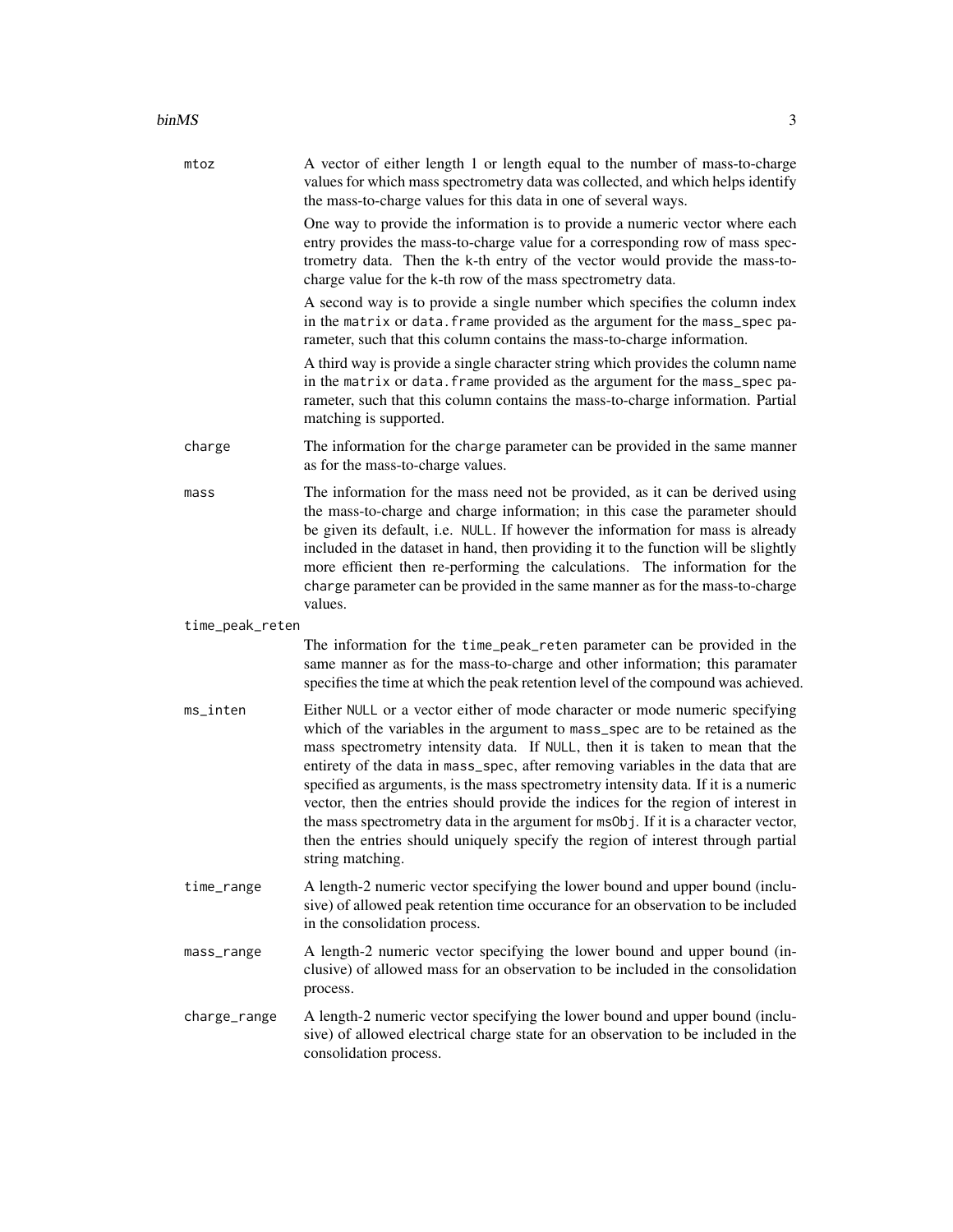mtoz
: A vector of either length 1 or length equal to the number of mass-to-charge values for which mass spectrometry data was collected, and which helps identify the mass-to-charge values for this data in one of several ways.

  One way to provide the information is to provide a numeric vector where each entry provides the mass-to-charge value for a corresponding row of mass spectrometry data. Then the k-th entry of the vector would provide the mass-to-charge value for the k-th row of the mass spectrometry data.

  A second way is to provide a single number which specifies the column index in the `matrix` or `data.frame` provided as the argument for the `mass_spec` parameter, such that this column contains the mass-to-charge information.

  A third way is provide a single character string which provides the column name in the `matrix` or `data.frame` provided as the argument for the `mass_spec` parameter, such that this column contains the mass-to-charge information. Partial matching is supported.

charge
: The information for the `charge` parameter can be provided in the same manner as for the mass-to-charge values.

mass
: The information for the mass need not be provided, as it can be derived using the mass-to-charge and charge information; in this case the parameter should be given its default, i.e. `NULL`. If however the information for mass is already included in the dataset in hand, then providing it to the function will be slightly more efficient then re-performing the calculations. The information for the `charge` parameter can be provided in the same manner as for the mass-to-charge values.

time_peak_reten
: The information for the `time_peak_reten` parameter can be provided in the same manner as for the mass-to-charge and other information; this paramater specifies the time at which the peak retention level of the compound was achieved.

ms_inten
: Either `NULL` or a vector either of mode character or mode numeric specifying which of the variables in the argument to `mass_spec` are to be retained as the mass spectrometry intensity data. If `NULL`, then it is taken to mean that the entirety of the data in `mass_spec`, after removing variables in the data that are specified as arguments, is the mass spectrometry intensity data. If it is a numeric vector, then the entries should provide the indices for the region of interest in the mass spectrometry data in the argument for `msObj`. If it is a character vector, then the entries should uniquely specify the region of interest through partial string matching.

time_range
: A length-2 numeric vector specifying the lower bound and upper bound (inclusive) of allowed peak retention time occurance for an observation to be included in the consolidation process.

mass_range
: A length-2 numeric vector specifying the lower bound and upper bound (inclusive) of allowed mass for an observation to be included in the consolidation process.

charge_range
: A length-2 numeric vector specifying the lower bound and upper bound (inclusive) of allowed electrical charge state for an observation to be included in the consolidation process.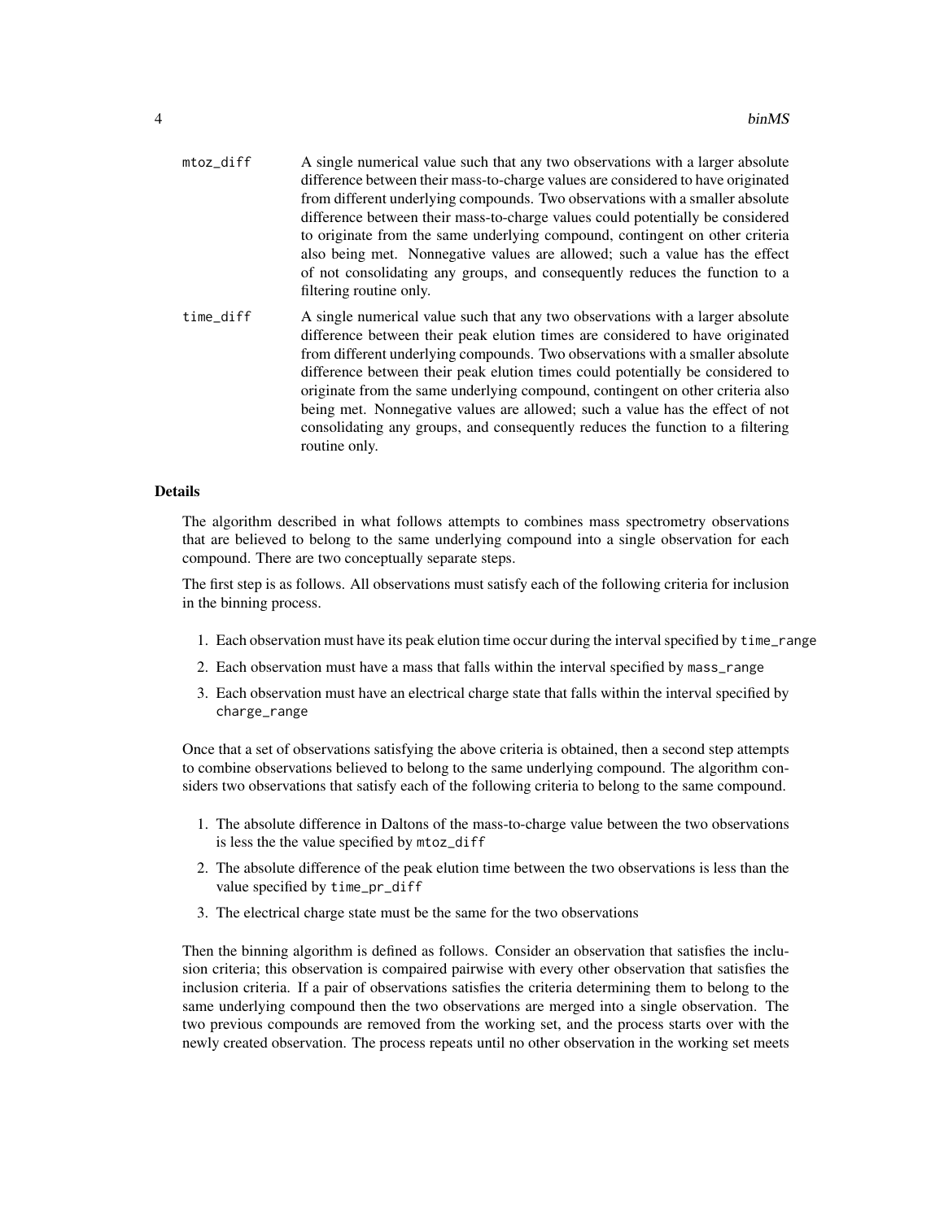mtoz_diff
: A single numerical value such that any two observations with a larger absolute difference between their mass-to-charge values are considered to have originated from different underlying compounds. Two observations with a smaller absolute difference between their mass-to-charge values could potentially be considered to originate from the same underlying compound, contingent on other criteria also being met. Nonnegative values are allowed; such a value has the effect of not consolidating any groups, and consequently reduces the function to a filtering routine only.

time_diff
: A single numerical value such that any two observations with a larger absolute difference between their peak elution times are considered to have originated from different underlying compounds. Two observations with a smaller absolute difference between their peak elution times could potentially be considered to originate from the same underlying compound, contingent on other criteria also being met. Nonnegative values are allowed; such a value has the effect of not consolidating any groups, and consequently reduces the function to a filtering routine only.

## Details

The algorithm described in what follows attempts to combines mass spectrometry observations that are believed to belong to the same underlying compound into a single observation for each compound. There are two conceptually separate steps.

The first step is as follows. All observations must satisfy each of the following criteria for inclusion in the binning process.

1. Each observation must have its peak elution time occur during the interval specified by `time_range`
2. Each observation must have a mass that falls within the interval specified by `mass_range`
3. Each observation must have an electrical charge state that falls within the interval specified by `charge_range`

Once that a set of observations satisfying the above criteria is obtained, then a second step attempts to combine observations believed to belong to the same underlying compound. The algorithm considers two observations that satisfy each of the following criteria to belong to the same compound.

1. The absolute difference in Daltons of the mass-to-charge value between the two observations is less the the value specified by `mtoz_diff`
2. The absolute difference of the peak elution time between the two observations is less than the value specified by `time_pr_diff`
3. The electrical charge state must be the same for the two observations

Then the binning algorithm is defined as follows. Consider an observation that satisfies the inclusion criteria; this observation is compaired pairwise with every other observation that satisfies the inclusion criteria. If a pair of observations satisfies the criteria determining them to belong to the same underlying compound then the two observations are merged into a single observation. The two previous compounds are removed from the working set, and the process starts over with the newly created observation. The process repeats until no other observation in the working set meets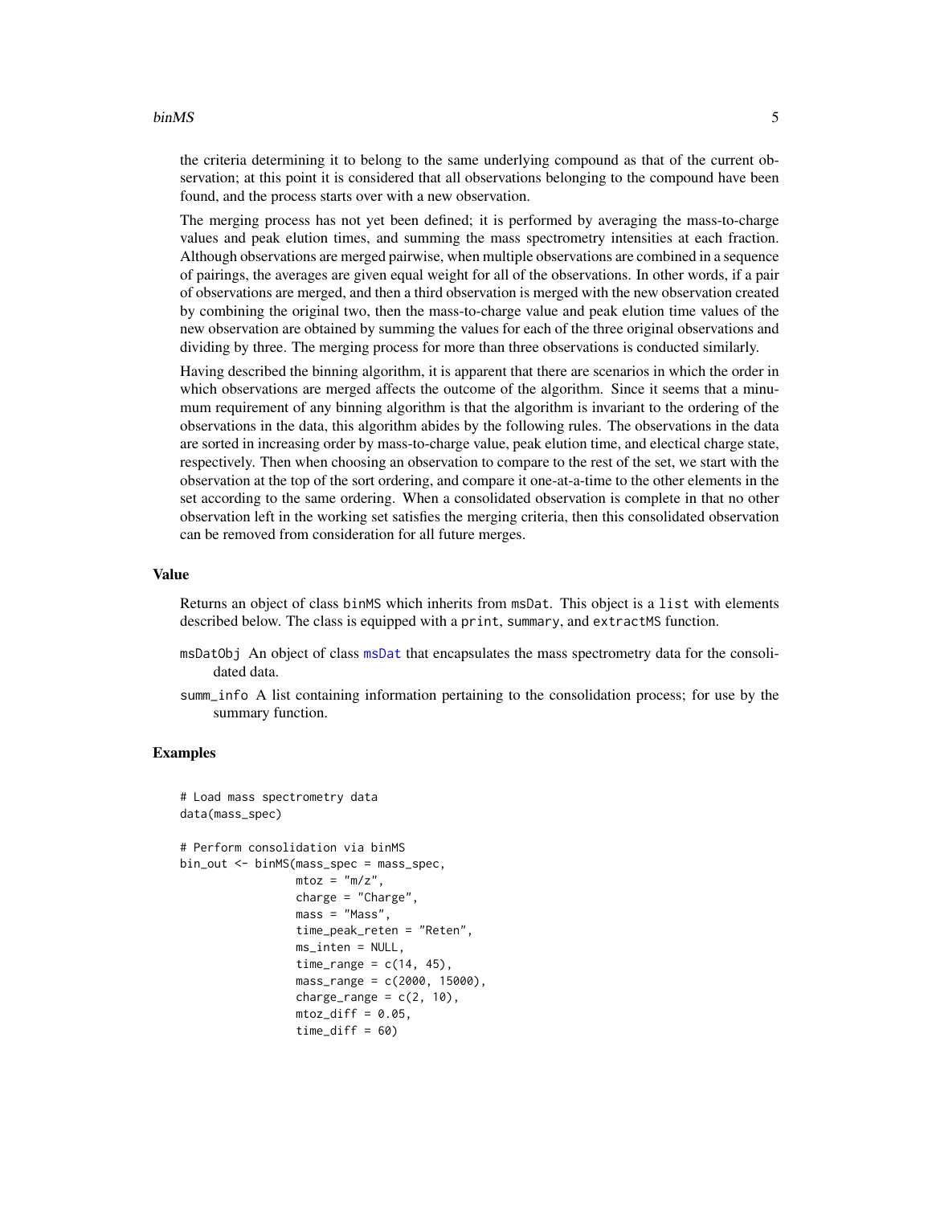the criteria determining it to belong to the same underlying compound as that of the current observation; at this point it is considered that all observations belonging to the compound have been found, and the process starts over with a new observation.

The merging process has not yet been defined; it is performed by averaging the mass-to-charge values and peak elution times, and summing the mass spectrometry intensities at each fraction. Although observations are merged pairwise, when multiple observations are combined in a sequence of pairings, the averages are given equal weight for all of the observations. In other words, if a pair of observations are merged, and then a third observation is merged with the new observation created by combining the original two, then the mass-to-charge value and peak elution time values of the new observation are obtained by summing the values for each of the three original observations and dividing by three. The merging process for more than three observations is conducted similarly.

Having described the binning algorithm, it is apparent that there are scenarios in which the order in which observations are merged affects the outcome of the algorithm. Since it seems that a minumum requirement of any binning algorithm is that the algorithm is invariant to the ordering of the observations in the data, this algorithm abides by the following rules. The observations in the data are sorted in increasing order by mass-to-charge value, peak elution time, and electical charge state, respectively. Then when choosing an observation to compare to the rest of the set, we start with the observation at the top of the sort ordering, and compare it one-at-a-time to the other elements in the set according to the same ordering. When a consolidated observation is complete in that no other observation left in the working set satisfies the merging criteria, then this consolidated observation can be removed from consideration for all future merges.

## Value

Returns an object of class `binMS` which inherits from `msDat`. This object is a `list` with elements described below. The class is equipped with a `print`, `summary`, and `extractMS` function.

- `msDatObj` An object of class `msDat` that encapsulates the mass spectrometry data for the consolidated data.
- `summ_info` A list containing information pertaining to the consolidation process; for use by the summary function.

## Examples

```
# Load mass spectrometry data
data(mass_spec)

# Perform consolidation via binMS
bin_out <- binMS(mass_spec = mass_spec,
                 mtoz = "m/z",
                 charge = "Charge",
                 mass = "Mass",
                 time_peak_reten = "Reten",
                 ms_inten = NULL,
                 time_range = c(14, 45),
                 mass_range = c(2000, 15000),
                 charge_range = c(2, 10),
                 mtoz_diff = 0.05,
                 time_diff = 60)
```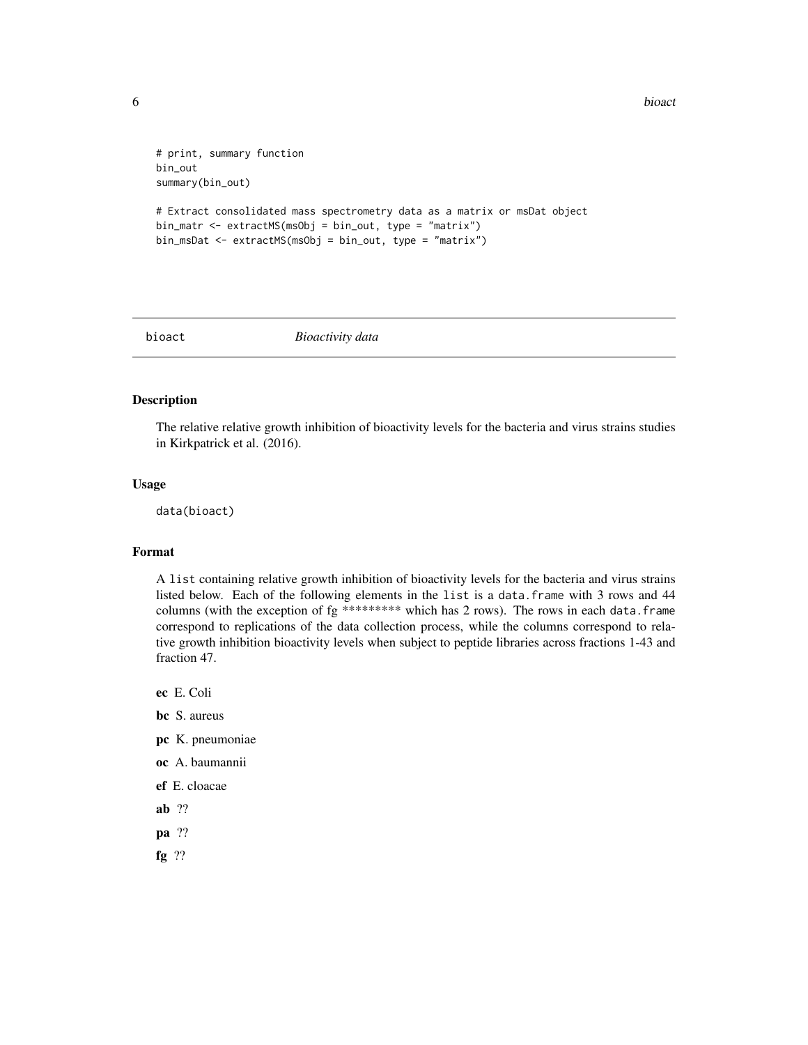```
# print, summary function
bin_out
summary(bin_out)

# Extract consolidated mass spectrometry data as a matrix or msDat object
bin_matr <- extractMS(msObj = bin_out, type = "matrix")
bin_msDat <- extractMS(msObj = bin_out, type = "matrix")
```

## bioact *Bioactivity data*

### Description

The relative relative growth inhibition of bioactivity levels for the bacteria and virus strains studies in Kirkpatrick et al. (2016).

### Usage

```
data(bioact)
```

### Format

A list containing relative growth inhibition of bioactivity levels for the bacteria and virus strains listed below. Each of the following elements in the list is a data.frame with 3 rows and 44 columns (with the exception of fg ********* which has 2 rows). The rows in each data.frame correspond to replications of the data collection process, while the columns correspond to relative growth inhibition bioactivity levels when subject to peptide libraries across fractions 1-43 and fraction 47.

**ec** E. Coli

**bc** S. aureus

**pc** K. pneumoniae

**oc** A. baumannii

**ef** E. cloacae

**ab** ??

**pa** ??

**fg** ??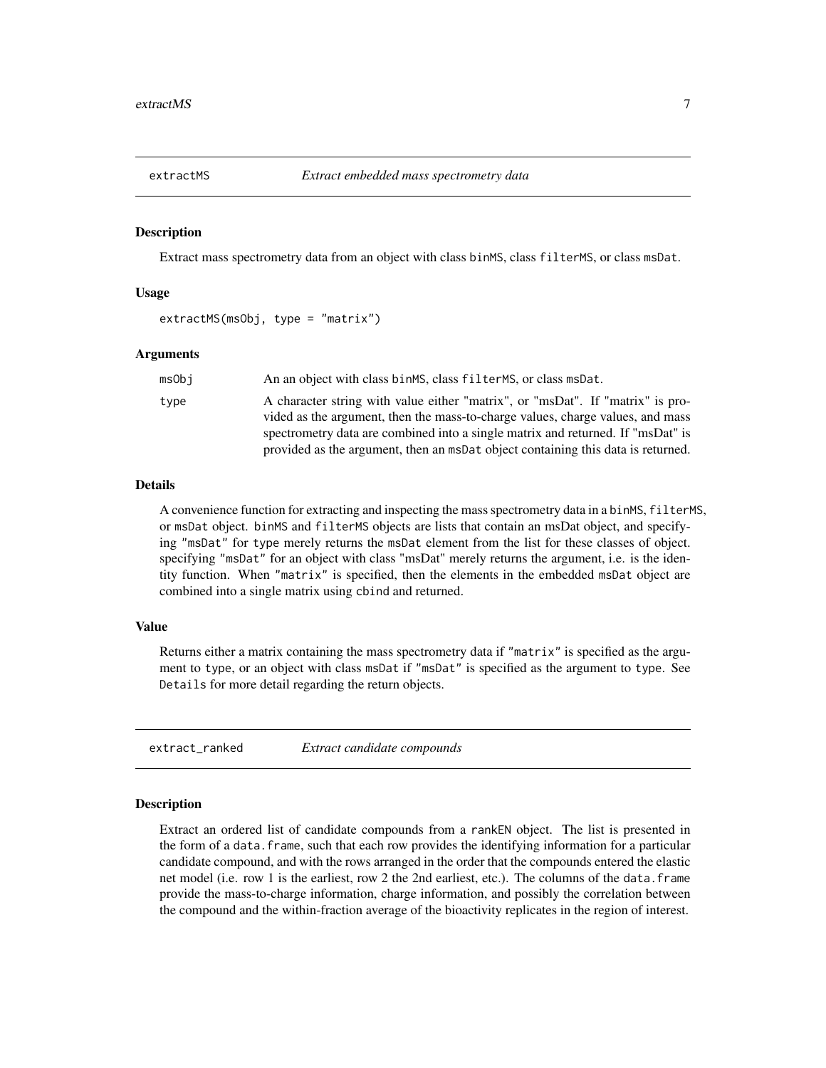## extractMS — *Extract embedded mass spectrometry data*

### Description

Extract mass spectrometry data from an object with class `binMS`, class `filterMS`, or class `msDat`.

### Usage

```
extractMS(msObj, type = "matrix")
```

### Arguments

| | |
|---|---|
| `msObj` | An an object with class `binMS`, class `filterMS`, or class `msDat`. |
| `type` | A character string with value either "matrix", or "msDat". If "matrix" is provided as the argument, then the mass-to-charge values, charge values, and mass spectrometry data are combined into a single matrix and returned. If "msDat" is provided as the argument, then an `msDat` object containing this data is returned. |

### Details

A convenience function for extracting and inspecting the mass spectrometry data in a `binMS`, `filterMS`, or `msDat` object. `binMS` and `filterMS` objects are lists that contain an msDat object, and specifying `"msDat"` for `type` merely returns the `msDat` element from the list for these classes of object. specifying `"msDat"` for an object with class "msDat" merely returns the argument, i.e. is the identity function. When `"matrix"` is specified, then the elements in the embedded `msDat` object are combined into a single matrix using `cbind` and returned.

### Value

Returns either a matrix containing the mass spectrometry data if `"matrix"` is specified as the argument to `type`, or an object with class `msDat` if `"msDat"` is specified as the argument to `type`. See `Details` for more detail regarding the return objects.

## extract_ranked — *Extract candidate compounds*

### Description

Extract an ordered list of candidate compounds from a `rankEN` object. The list is presented in the form of a `data.frame`, such that each row provides the identifying information for a particular candidate compound, and with the rows arranged in the order that the compounds entered the elastic net model (i.e. row 1 is the earliest, row 2 the 2nd earliest, etc.). The columns of the `data.frame` provide the mass-to-charge information, charge information, and possibly the correlation between the compound and the within-fraction average of the bioactivity replicates in the region of interest.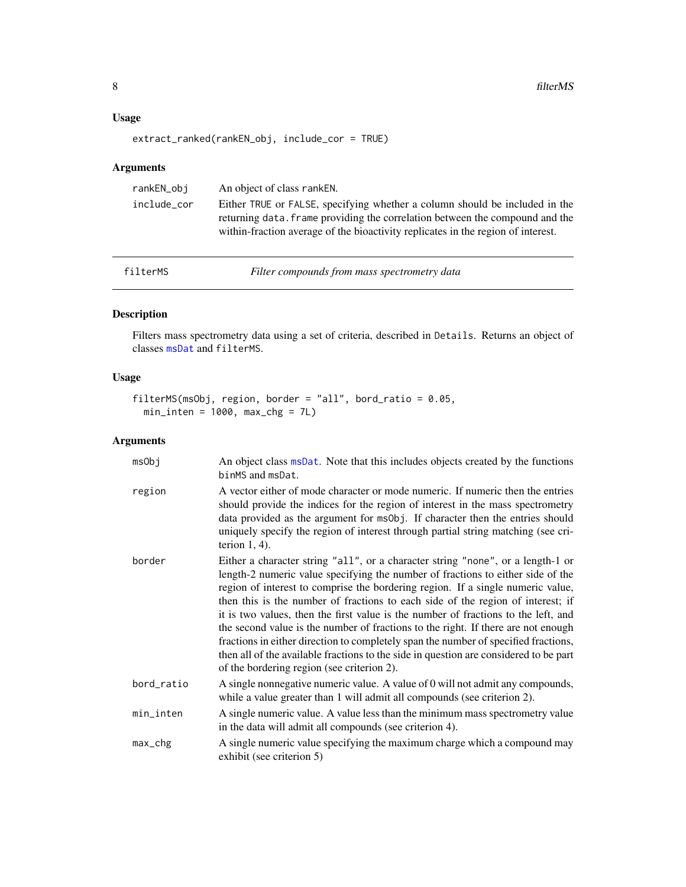### Usage

```
extract_ranked(rankEN_obj, include_cor = TRUE)
```

### Arguments

| | |
|---|---|
| rankEN_obj | An object of class rankEN. |
| include_cor | Either TRUE or FALSE, specifying whether a column should be included in the returning data.frame providing the correlation between the compound and the within-fraction average of the bioactivity replicates in the region of interest. |

---

## filterMS — *Filter compounds from mass spectrometry data*

---

### Description

Filters mass spectrometry data using a set of criteria, described in Details. Returns an object of classes msDat and filterMS.

### Usage

```
filterMS(msObj, region, border = "all", bord_ratio = 0.05,
  min_inten = 1000, max_chg = 7L)
```

### Arguments

| | |
|---|---|
| msObj | An object class msDat. Note that this includes objects created by the functions binMS and msDat. |
| region | A vector either of mode character or mode numeric. If numeric then the entries should provide the indices for the region of interest in the mass spectrometry data provided as the argument for msObj. If character then the entries should uniquely specify the region of interest through partial string matching (see criterion 1, 4). |
| border | Either a character string "all", or a character string "none", or a length-1 or length-2 numeric value specifying the number of fractions to either side of the region of interest to comprise the bordering region. If a single numeric value, then this is the number of fractions to each side of the region of interest; if it is two values, then the first value is the number of fractions to the left, and the second value is the number of fractions to the right. If there are not enough fractions in either direction to completely span the number of specified fractions, then all of the available fractions to the side in question are considered to be part of the bordering region (see criterion 2). |
| bord_ratio | A single nonnegative numeric value. A value of 0 will not admit any compounds, while a value greater than 1 will admit all compounds (see criterion 2). |
| min_inten | A single numeric value. A value less than the minimum mass spectrometry value in the data will admit all compounds (see criterion 4). |
| max_chg | A single numeric value specifying the maximum charge which a compound may exhibit (see criterion 5) |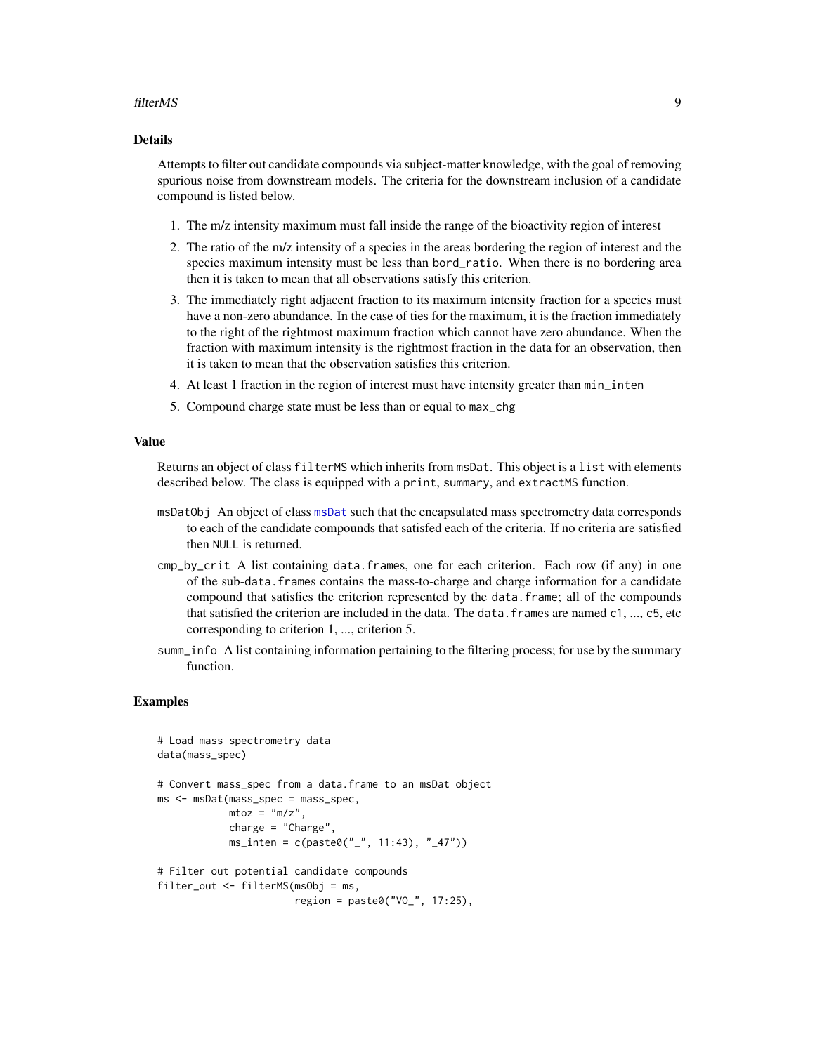## Details

Attempts to filter out candidate compounds via subject-matter knowledge, with the goal of removing spurious noise from downstream models. The criteria for the downstream inclusion of a candidate compound is listed below.

1. The m/z intensity maximum must fall inside the range of the bioactivity region of interest
2. The ratio of the m/z intensity of a species in the areas bordering the region of interest and the species maximum intensity must be less than `bord_ratio`. When there is no bordering area then it is taken to mean that all observations satisfy this criterion.
3. The immediately right adjacent fraction to its maximum intensity fraction for a species must have a non-zero abundance. In the case of ties for the maximum, it is the fraction immediately to the right of the rightmost maximum fraction which cannot have zero abundance. When the fraction with maximum intensity is the rightmost fraction in the data for an observation, then it is taken to mean that the observation satisfies this criterion.
4. At least 1 fraction in the region of interest must have intensity greater than `min_inten`
5. Compound charge state must be less than or equal to `max_chg`

## Value

Returns an object of class `filterMS` which inherits from `msDat`. This object is a `list` with elements described below. The class is equipped with a `print`, `summary`, and `extractMS` function.

`msDatObj` An object of class `msDat` such that the encapsulated mass spectrometry data corresponds to each of the candidate compounds that satisfed each of the criteria. If no criteria are satisfied then `NULL` is returned.

`cmp_by_crit` A list containing `data.frame`s, one for each criterion. Each row (if any) in one of the sub-`data.frame`s contains the mass-to-charge and charge information for a candidate compound that satisfies the criterion represented by the `data.frame`; all of the compounds that satisfied the criterion are included in the data. The `data.frame`s are named `c1`, ..., `c5`, etc corresponding to criterion 1, ..., criterion 5.

`summ_info` A list containing information pertaining to the filtering process; for use by the summary function.

## Examples

```
# Load mass spectrometry data
data(mass_spec)

# Convert mass_spec from a data.frame to an msDat object
ms <- msDat(mass_spec = mass_spec,
            mtoz = "m/z",
            charge = "Charge",
            ms_inten = c(paste0("_", 11:43), "_47"))

# Filter out potential candidate compounds
filter_out <- filterMS(msObj = ms,
                       region = paste0("VO_", 17:25),
```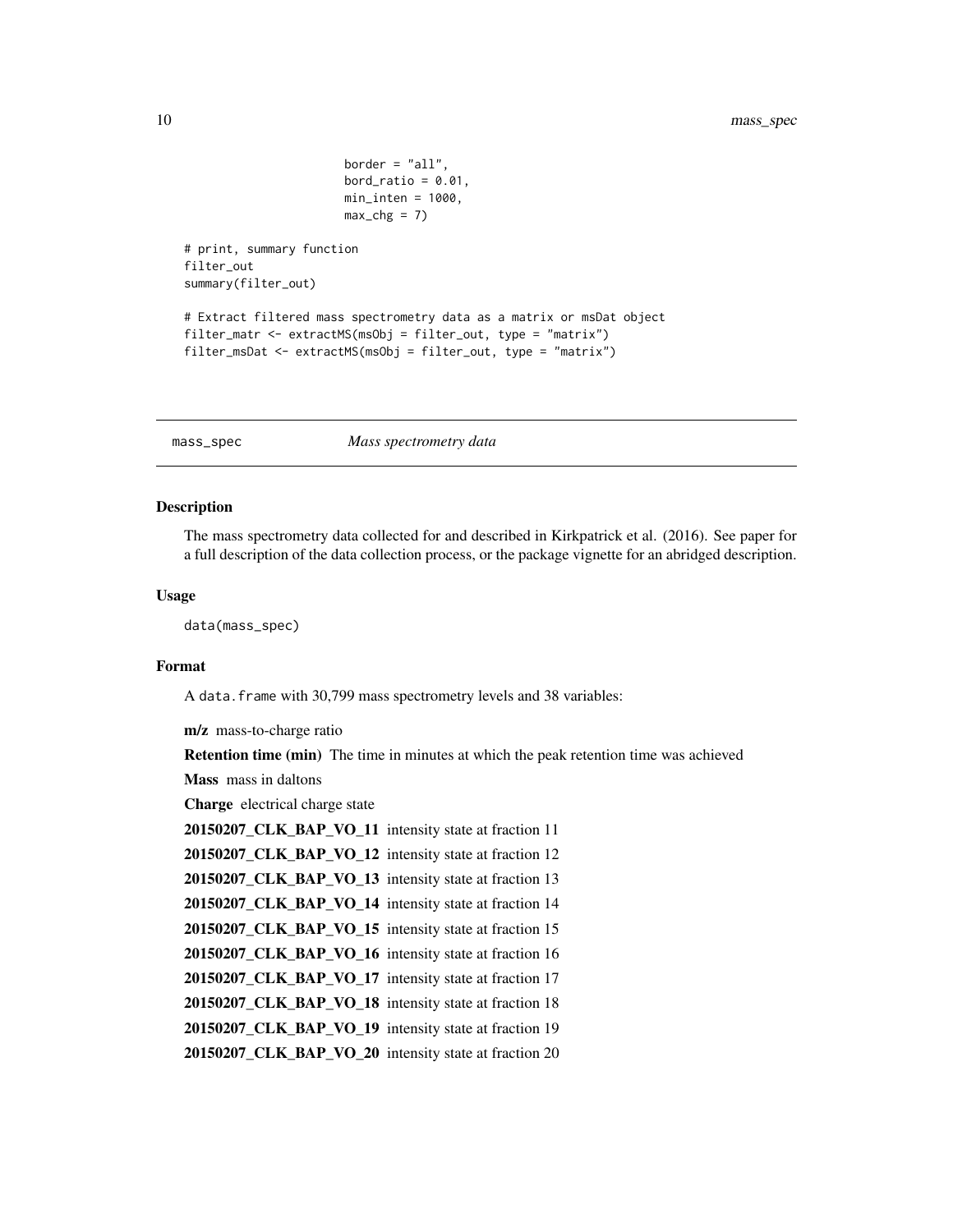```
                        border = "all",
                        bord_ratio = 0.01,
                        min_inten = 1000,
                        max_chg = 7)

# print, summary function
filter_out
summary(filter_out)

# Extract filtered mass spectrometry data as a matrix or msDat object
filter_matr <- extractMS(msObj = filter_out, type = "matrix")
filter_msDat <- extractMS(msObj = filter_out, type = "matrix")
```

---

## mass_spec — *Mass spectrometry data*

### Description

The mass spectrometry data collected for and described in Kirkpatrick et al. (2016). See paper for a full description of the data collection process, or the package vignette for an abridged description.

### Usage

```
data(mass_spec)
```

### Format

A `data.frame` with 30,799 mass spectrometry levels and 38 variables:

**m/z** mass-to-charge ratio

**Retention time (min)** The time in minutes at which the peak retention time was achieved

**Mass** mass in daltons

**Charge** electrical charge state

**20150207_CLK_BAP_VO_11** intensity state at fraction 11

**20150207_CLK_BAP_VO_12** intensity state at fraction 12

**20150207_CLK_BAP_VO_13** intensity state at fraction 13

**20150207_CLK_BAP_VO_14** intensity state at fraction 14

**20150207_CLK_BAP_VO_15** intensity state at fraction 15

**20150207_CLK_BAP_VO_16** intensity state at fraction 16

**20150207_CLK_BAP_VO_17** intensity state at fraction 17

**20150207_CLK_BAP_VO_18** intensity state at fraction 18

**20150207_CLK_BAP_VO_19** intensity state at fraction 19

**20150207_CLK_BAP_VO_20** intensity state at fraction 20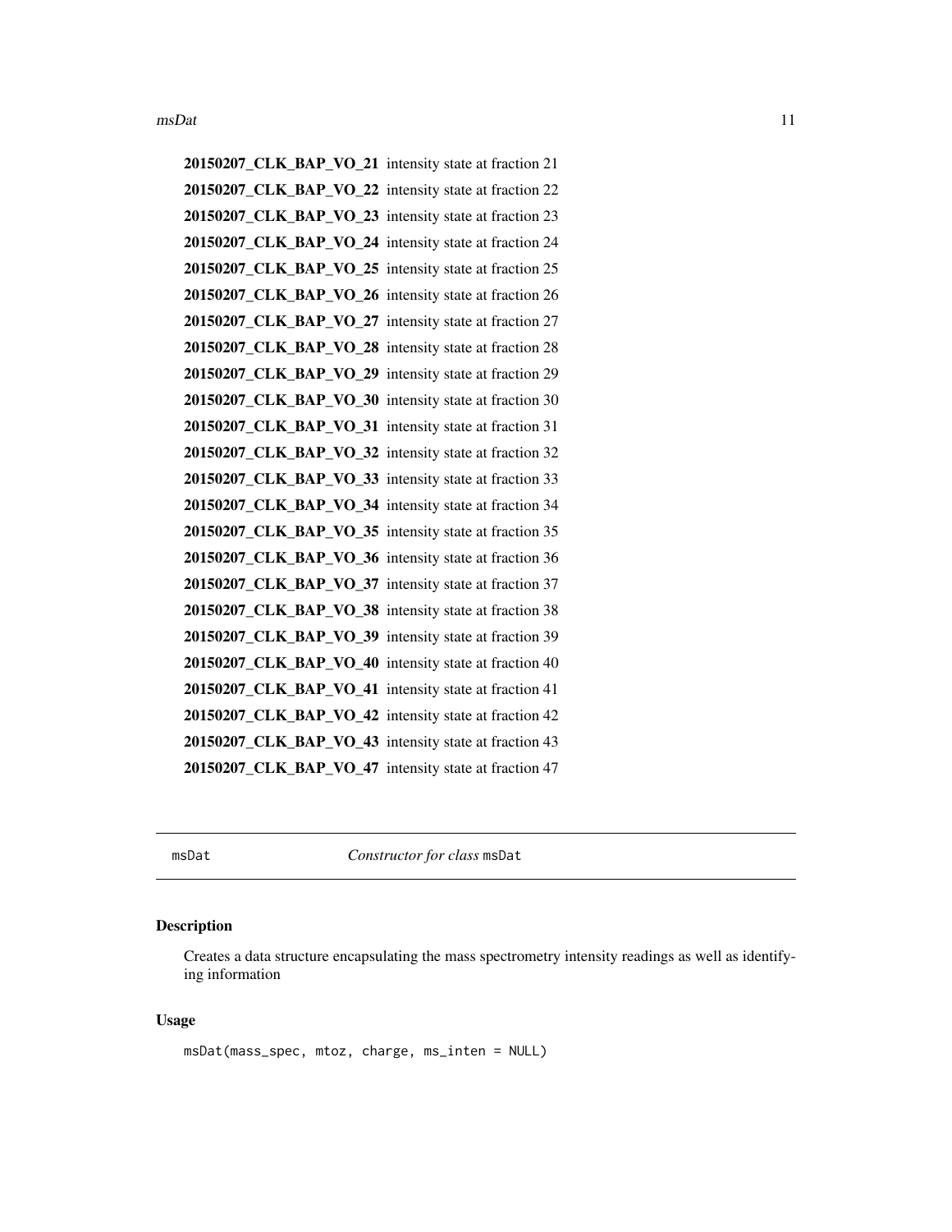**20150207_CLK_BAP_VO_21** intensity state at fraction 21

**20150207_CLK_BAP_VO_22** intensity state at fraction 22

**20150207_CLK_BAP_VO_23** intensity state at fraction 23

**20150207_CLK_BAP_VO_24** intensity state at fraction 24

**20150207_CLK_BAP_VO_25** intensity state at fraction 25

**20150207_CLK_BAP_VO_26** intensity state at fraction 26

**20150207_CLK_BAP_VO_27** intensity state at fraction 27

**20150207_CLK_BAP_VO_28** intensity state at fraction 28

**20150207_CLK_BAP_VO_29** intensity state at fraction 29

**20150207_CLK_BAP_VO_30** intensity state at fraction 30

**20150207_CLK_BAP_VO_31** intensity state at fraction 31

**20150207_CLK_BAP_VO_32** intensity state at fraction 32

**20150207_CLK_BAP_VO_33** intensity state at fraction 33

**20150207_CLK_BAP_VO_34** intensity state at fraction 34

**20150207_CLK_BAP_VO_35** intensity state at fraction 35

**20150207_CLK_BAP_VO_36** intensity state at fraction 36

**20150207_CLK_BAP_VO_37** intensity state at fraction 37

**20150207_CLK_BAP_VO_38** intensity state at fraction 38

**20150207_CLK_BAP_VO_39** intensity state at fraction 39

**20150207_CLK_BAP_VO_40** intensity state at fraction 40

**20150207_CLK_BAP_VO_41** intensity state at fraction 41

**20150207_CLK_BAP_VO_42** intensity state at fraction 42

**20150207_CLK_BAP_VO_43** intensity state at fraction 43

**20150207_CLK_BAP_VO_47** intensity state at fraction 47

---

`msDat` *Constructor for class* `msDat`

---

### Description

Creates a data structure encapsulating the mass spectrometry intensity readings as well as identifying information

### Usage

```
msDat(mass_spec, mtoz, charge, ms_inten = NULL)
```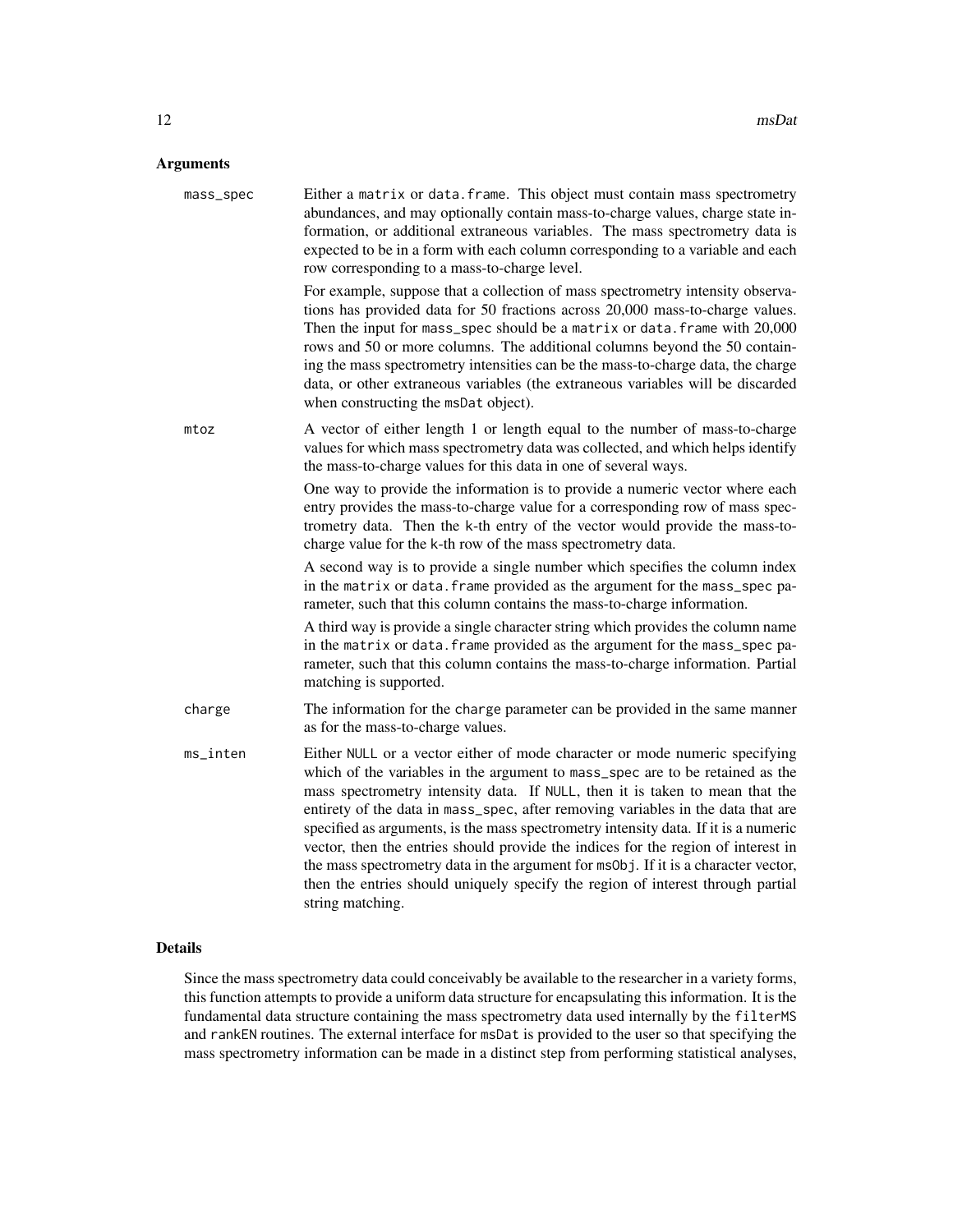## Arguments

**mass_spec** Either a `matrix` or `data.frame`. This object must contain mass spectrometry abundances, and may optionally contain mass-to-charge values, charge state information, or additional extraneous variables. The mass spectrometry data is expected to be in a form with each column corresponding to a variable and each row corresponding to a mass-to-charge level.

For example, suppose that a collection of mass spectrometry intensity observations has provided data for 50 fractions across 20,000 mass-to-charge values. Then the input for `mass_spec` should be a `matrix` or `data.frame` with 20,000 rows and 50 or more columns. The additional columns beyond the 50 containing the mass spectrometry intensities can be the mass-to-charge data, the charge data, or other extraneous variables (the extraneous variables will be discarded when constructing the `msDat` object).

**mtoz** A vector of either length 1 or length equal to the number of mass-to-charge values for which mass spectrometry data was collected, and which helps identify the mass-to-charge values for this data in one of several ways.

One way to provide the information is to provide a numeric vector where each entry provides the mass-to-charge value for a corresponding row of mass spectrometry data. Then the k-th entry of the vector would provide the mass-to-charge value for the k-th row of the mass spectrometry data.

A second way is to provide a single number which specifies the column index in the `matrix` or `data.frame` provided as the argument for the `mass_spec` parameter, such that this column contains the mass-to-charge information.

A third way is provide a single character string which provides the column name in the `matrix` or `data.frame` provided as the argument for the `mass_spec` parameter, such that this column contains the mass-to-charge information. Partial matching is supported.

**charge** The information for the `charge` parameter can be provided in the same manner as for the mass-to-charge values.

**ms_inten** Either `NULL` or a vector either of mode character or mode numeric specifying which of the variables in the argument to `mass_spec` are to be retained as the mass spectrometry intensity data. If `NULL`, then it is taken to mean that the entirety of the data in `mass_spec`, after removing variables in the data that are specified as arguments, is the mass spectrometry intensity data. If it is a numeric vector, then the entries should provide the indices for the region of interest in the mass spectrometry data in the argument for `msObj`. If it is a character vector, then the entries should uniquely specify the region of interest through partial string matching.

## Details

Since the mass spectrometry data could conceivably be available to the researcher in a variety forms, this function attempts to provide a uniform data structure for encapsulating this information. It is the fundamental data structure containing the mass spectrometry data used internally by the `filterMS` and `rankEN` routines. The external interface for `msDat` is provided to the user so that specifying the mass spectrometry information can be made in a distinct step from performing statistical analyses,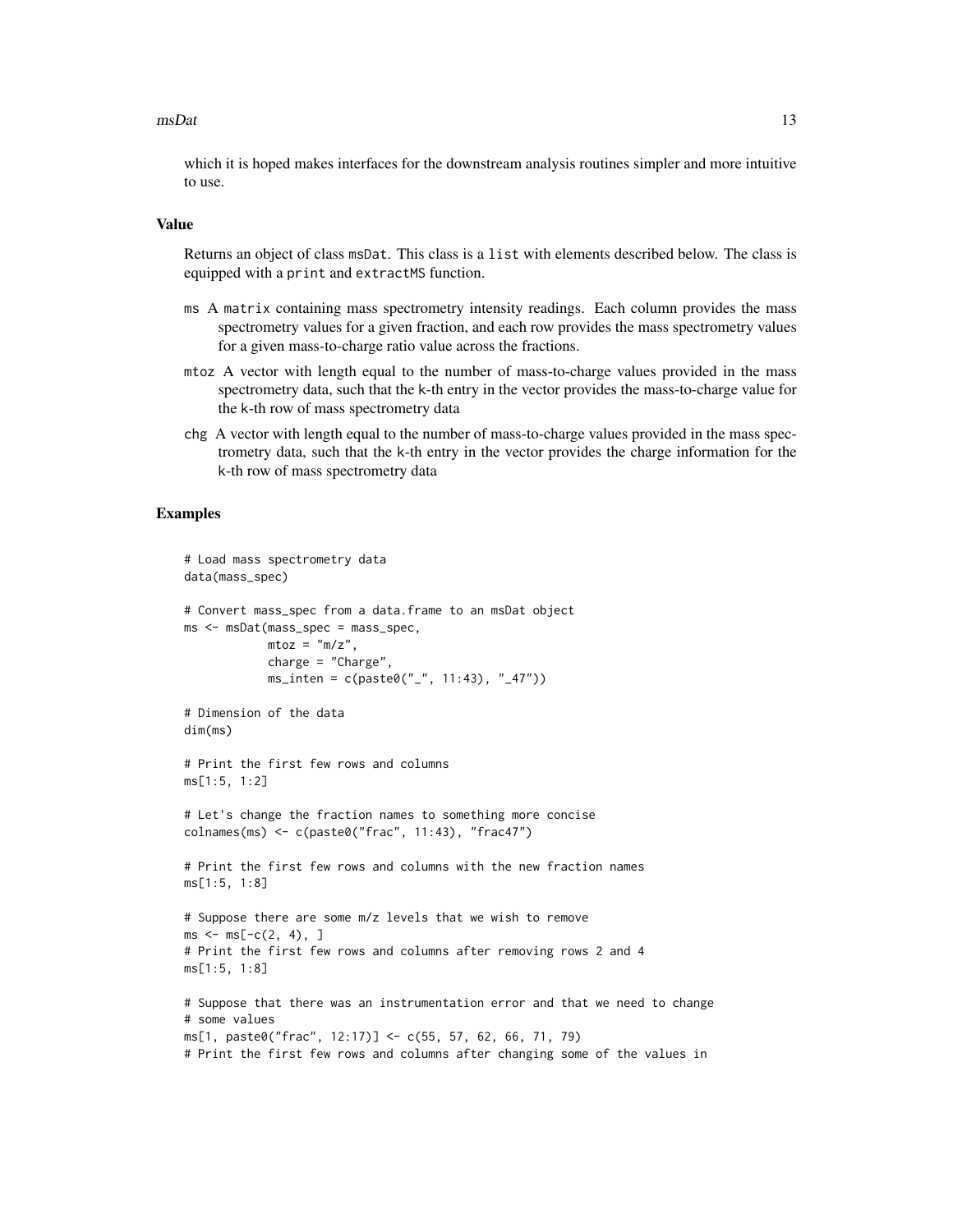which it is hoped makes interfaces for the downstream analysis routines simpler and more intuitive to use.

### Value

Returns an object of class `msDat`. This class is a `list` with elements described below. The class is equipped with a `print` and `extractMS` function.

- `ms` A `matrix` containing mass spectrometry intensity readings. Each column provides the mass spectrometry values for a given fraction, and each row provides the mass spectrometry values for a given mass-to-charge ratio value across the fractions.
- `mtoz` A vector with length equal to the number of mass-to-charge values provided in the mass spectrometry data, such that the `k`-th entry in the vector provides the mass-to-charge value for the `k`-th row of mass spectrometry data
- `chg` A vector with length equal to the number of mass-to-charge values provided in the mass spectrometry data, such that the `k`-th entry in the vector provides the charge information for the `k`-th row of mass spectrometry data

### Examples

```
# Load mass spectrometry data
data(mass_spec)

# Convert mass_spec from a data.frame to an msDat object
ms <- msDat(mass_spec = mass_spec,
            mtoz = "m/z",
            charge = "Charge",
            ms_inten = c(paste0("_", 11:43), "_47"))

# Dimension of the data
dim(ms)

# Print the first few rows and columns
ms[1:5, 1:2]

# Let's change the fraction names to something more concise
colnames(ms) <- c(paste0("frac", 11:43), "frac47")

# Print the first few rows and columns with the new fraction names
ms[1:5, 1:8]

# Suppose there are some m/z levels that we wish to remove
ms <- ms[-c(2, 4), ]
# Print the first few rows and columns after removing rows 2 and 4
ms[1:5, 1:8]

# Suppose that there was an instrumentation error and that we need to change
# some values
ms[1, paste0("frac", 12:17)] <- c(55, 57, 62, 66, 71, 79)
# Print the first few rows and columns after changing some of the values in
```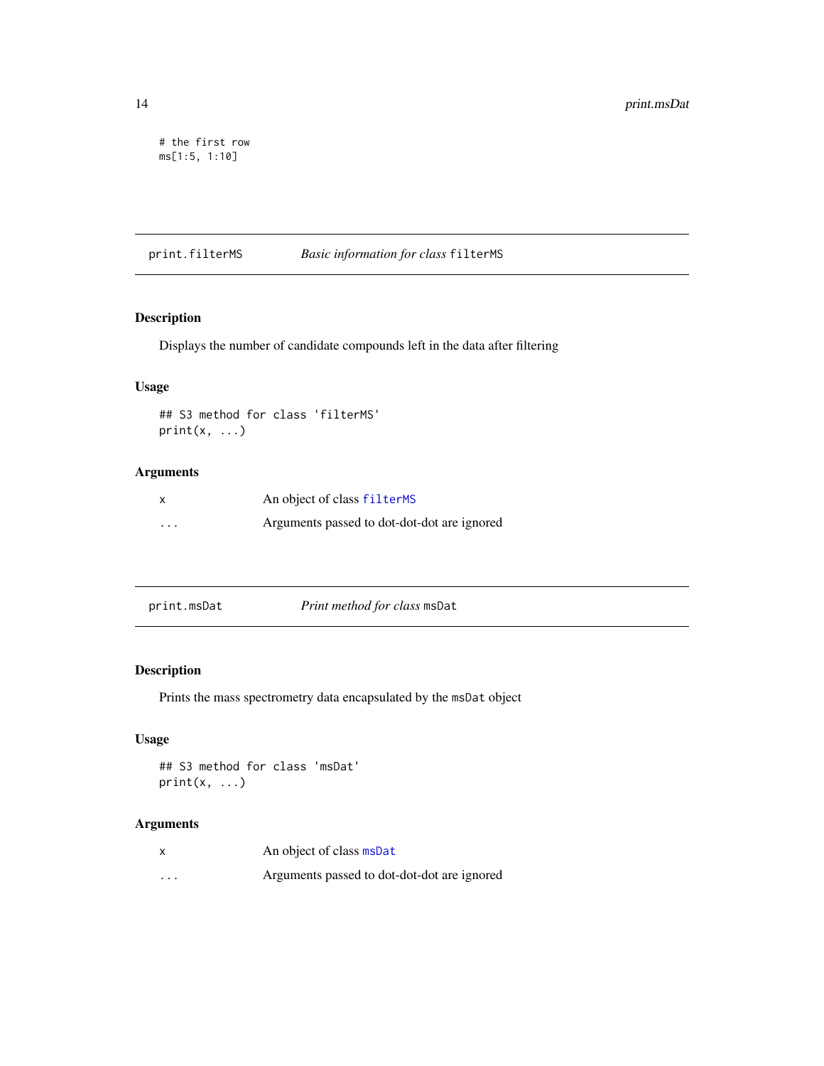```
# the first row
ms[1:5, 1:10]
```

---

## print.filterMS — *Basic information for class* `filterMS`

### Description

Displays the number of candidate compounds left in the data after filtering

### Usage

```
## S3 method for class 'filterMS'
print(x, ...)
```

### Arguments

| | |
|---|---|
| x | An object of class `filterMS` |
| ... | Arguments passed to dot-dot-dot are ignored |

---

## print.msDat — *Print method for class* `msDat`

### Description

Prints the mass spectrometry data encapsulated by the `msDat` object

### Usage

```
## S3 method for class 'msDat'
print(x, ...)
```

### Arguments

| | |
|---|---|
| x | An object of class `msDat` |
| ... | Arguments passed to dot-dot-dot are ignored |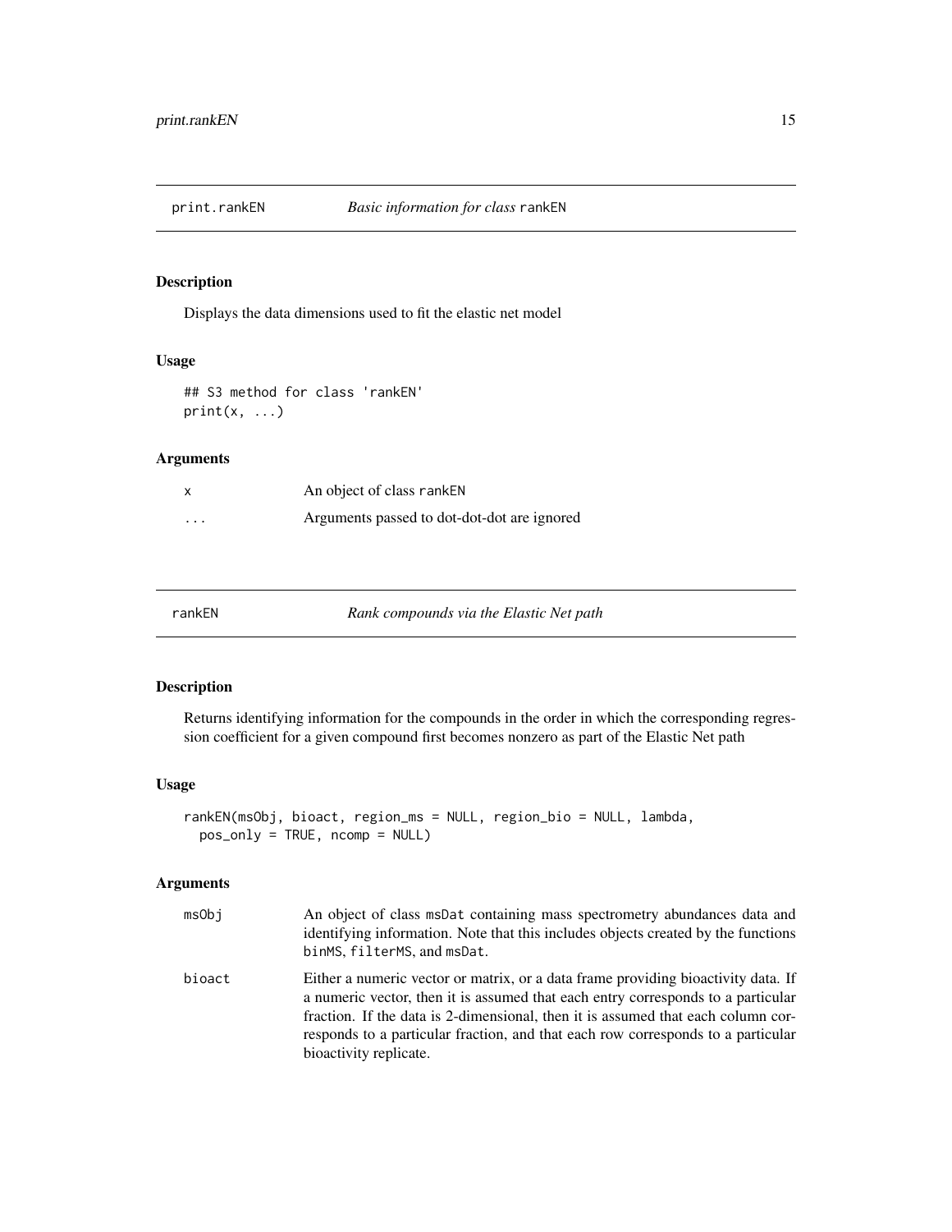## print.rankEN — *Basic information for class* `rankEN`

### Description

Displays the data dimensions used to fit the elastic net model

### Usage

```
## S3 method for class 'rankEN'
print(x, ...)
```

### Arguments

| | |
|---|---|
| `x` | An object of class `rankEN` |
| `...` | Arguments passed to dot-dot-dot are ignored |

## rankEN — *Rank compounds via the Elastic Net path*

### Description

Returns identifying information for the compounds in the order in which the corresponding regression coefficient for a given compound first becomes nonzero as part of the Elastic Net path

### Usage

```
rankEN(msObj, bioact, region_ms = NULL, region_bio = NULL, lambda,
  pos_only = TRUE, ncomp = NULL)
```

### Arguments

| | |
|---|---|
| `msObj` | An object of class `msDat` containing mass spectrometry abundances data and identifying information. Note that this includes objects created by the functions `binMS`, `filterMS`, and `msDat`. |
| `bioact` | Either a numeric vector or matrix, or a data frame providing bioactivity data. If a numeric vector, then it is assumed that each entry corresponds to a particular fraction. If the data is 2-dimensional, then it is assumed that each column corresponds to a particular fraction, and that each row corresponds to a particular bioactivity replicate. |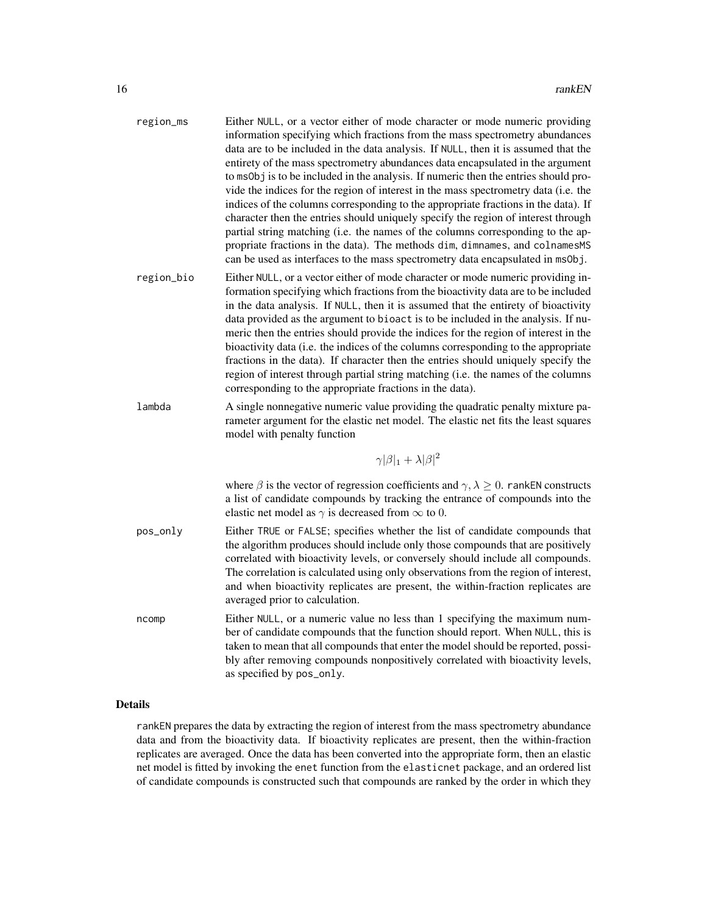region_ms
: Either NULL, or a vector either of mode character or mode numeric providing information specifying which fractions from the mass spectrometry abundances data are to be included in the data analysis. If NULL, then it is assumed that the entirety of the mass spectrometry abundances data encapsulated in the argument to msObj is to be included in the analysis. If numeric then the entries should provide the indices for the region of interest in the mass spectrometry data (i.e. the indices of the columns corresponding to the appropriate fractions in the data). If character then the entries should uniquely specify the region of interest through partial string matching (i.e. the names of the columns corresponding to the appropriate fractions in the data). The methods dim, dimnames, and colnamesMS can be used as interfaces to the mass spectrometry data encapsulated in msObj.

region_bio
: Either NULL, or a vector either of mode character or mode numeric providing information specifying which fractions from the bioactivity data are to be included in the data analysis. If NULL, then it is assumed that the entirety of bioactivity data provided as the argument to bioact is to be included in the analysis. If numeric then the entries should provide the indices for the region of interest in the bioactivity data (i.e. the indices of the columns corresponding to the appropriate fractions in the data). If character then the entries should uniquely specify the region of interest through partial string matching (i.e. the names of the columns corresponding to the appropriate fractions in the data).

lambda
: A single nonnegative numeric value providing the quadratic penalty mixture parameter argument for the elastic net model. The elastic net fits the least squares model with penalty function

$$\gamma|\beta|_1 + \lambda|\beta|^2$$

where $\beta$ is the vector of regression coefficients and $\gamma, \lambda \geq 0$. rankEN constructs a list of candidate compounds by tracking the entrance of compounds into the elastic net model as $\gamma$ is decreased from $\infty$ to 0.

pos_only
: Either TRUE or FALSE; specifies whether the list of candidate compounds that the algorithm produces should include only those compounds that are positively correlated with bioactivity levels, or conversely should include all compounds. The correlation is calculated using only observations from the region of interest, and when bioactivity replicates are present, the within-fraction replicates are averaged prior to calculation.

ncomp
: Either NULL, or a numeric value no less than 1 specifying the maximum number of candidate compounds that the function should report. When NULL, this is taken to mean that all compounds that enter the model should be reported, possibly after removing compounds nonpositively correlated with bioactivity levels, as specified by pos_only.

## Details

rankEN prepares the data by extracting the region of interest from the mass spectrometry abundance data and from the bioactivity data. If bioactivity replicates are present, then the within-fraction replicates are averaged. Once the data has been converted into the appropriate form, then an elastic net model is fitted by invoking the enet function from the elasticnet package, and an ordered list of candidate compounds is constructed such that compounds are ranked by the order in which they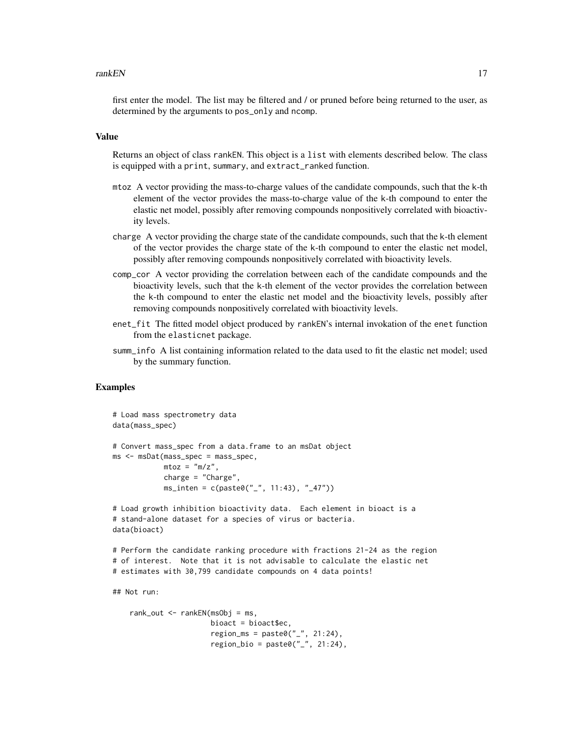first enter the model. The list may be filtered and / or pruned before being returned to the user, as determined by the arguments to `pos_only` and `ncomp`.

### Value

Returns an object of class `rankEN`. This object is a `list` with elements described below. The class is equipped with a `print`, `summary`, and `extract_ranked` function.

- `mtoz` A vector providing the mass-to-charge values of the candidate compounds, such that the k-th element of the vector provides the mass-to-charge value of the k-th compound to enter the elastic net model, possibly after removing compounds nonpositively correlated with bioactivity levels.
- `charge` A vector providing the charge state of the candidate compounds, such that the k-th element of the vector provides the charge state of the k-th compound to enter the elastic net model, possibly after removing compounds nonpositively correlated with bioactivity levels.
- `comp_cor` A vector providing the correlation between each of the candidate compounds and the bioactivity levels, such that the k-th element of the vector provides the correlation between the k-th compound to enter the elastic net model and the bioactivity levels, possibly after removing compounds nonpositively correlated with bioactivity levels.
- `enet_fit` The fitted model object produced by `rankEN`'s internal invokation of the `enet` function from the `elasticnet` package.
- `summ_info` A list containing information related to the data used to fit the elastic net model; used by the summary function.

### Examples

```
# Load mass spectrometry data
data(mass_spec)

# Convert mass_spec from a data.frame to an msDat object
ms <- msDat(mass_spec = mass_spec,
            mtoz = "m/z",
            charge = "Charge",
            ms_inten = c(paste0("_", 11:43), "_47"))

# Load growth inhibition bioactivity data.  Each element in bioact is a
# stand-alone dataset for a species of virus or bacteria.
data(bioact)

# Perform the candidate ranking procedure with fractions 21-24 as the region
# of interest.  Note that it is not advisable to calculate the elastic net
# estimates with 30,799 candidate compounds on 4 data points!

## Not run:

    rank_out <- rankEN(msObj = ms,
                       bioact = bioact$ec,
                       region_ms = paste0("_", 21:24),
                       region_bio = paste0("_", 21:24),
```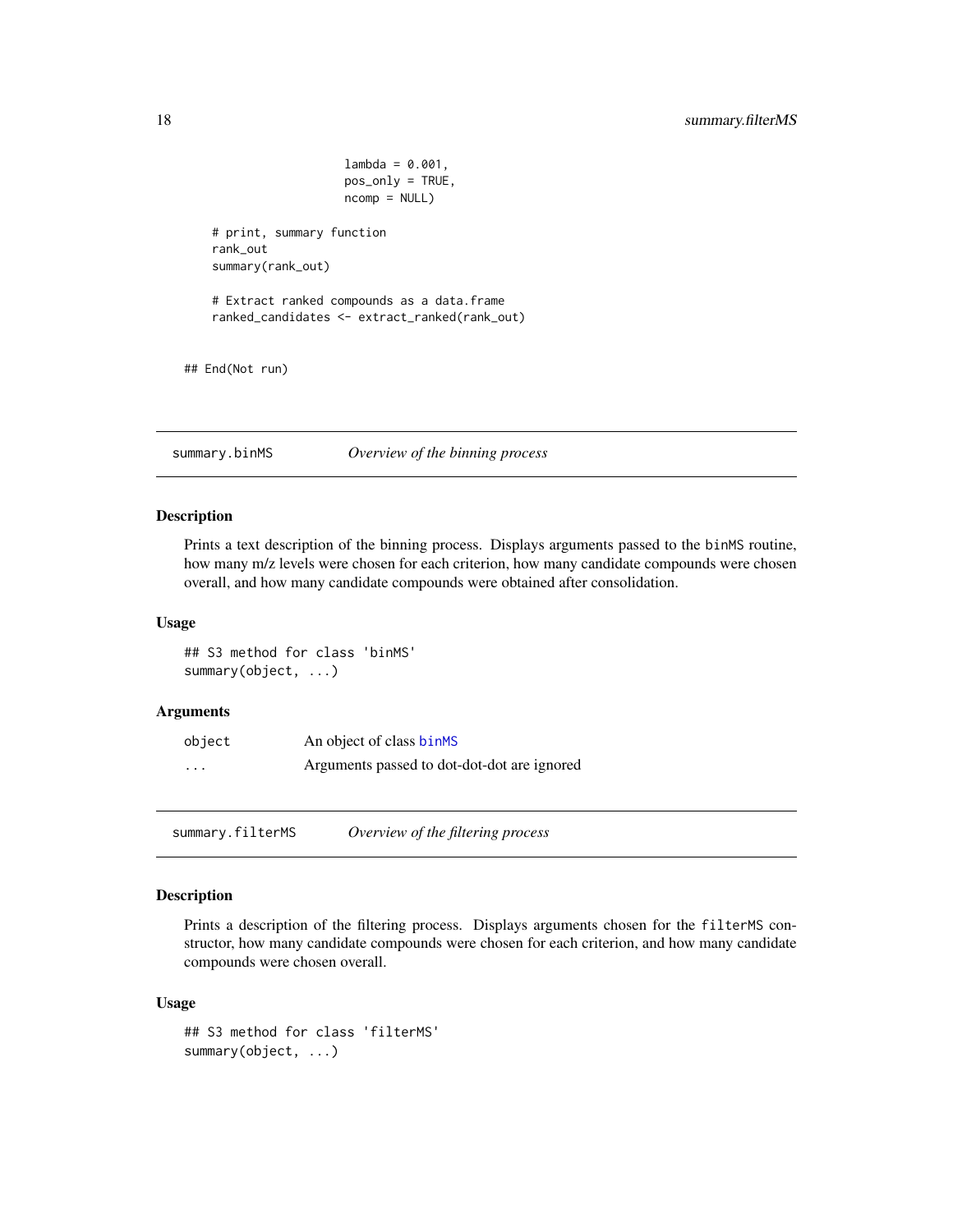```
                        lambda = 0.001,
                        pos_only = TRUE,
                        ncomp = NULL)

    # print, summary function
    rank_out
    summary(rank_out)

    # Extract ranked compounds as a data.frame
    ranked_candidates <- extract_ranked(rank_out)

## End(Not run)
```

## summary.binMS — *Overview of the binning process*

### Description

Prints a text description of the binning process. Displays arguments passed to the `binMS` routine, how many m/z levels were chosen for each criterion, how many candidate compounds were chosen overall, and how many candidate compounds were obtained after consolidation.

### Usage

```
## S3 method for class 'binMS'
summary(object, ...)
```

### Arguments

| | |
|---|---|
| `object` | An object of class `binMS` |
| `...` | Arguments passed to dot-dot-dot are ignored |

## summary.filterMS — *Overview of the filtering process*

### Description

Prints a description of the filtering process. Displays arguments chosen for the `filterMS` constructor, how many candidate compounds were chosen for each criterion, and how many candidate compounds were chosen overall.

### Usage

```
## S3 method for class 'filterMS'
summary(object, ...)
```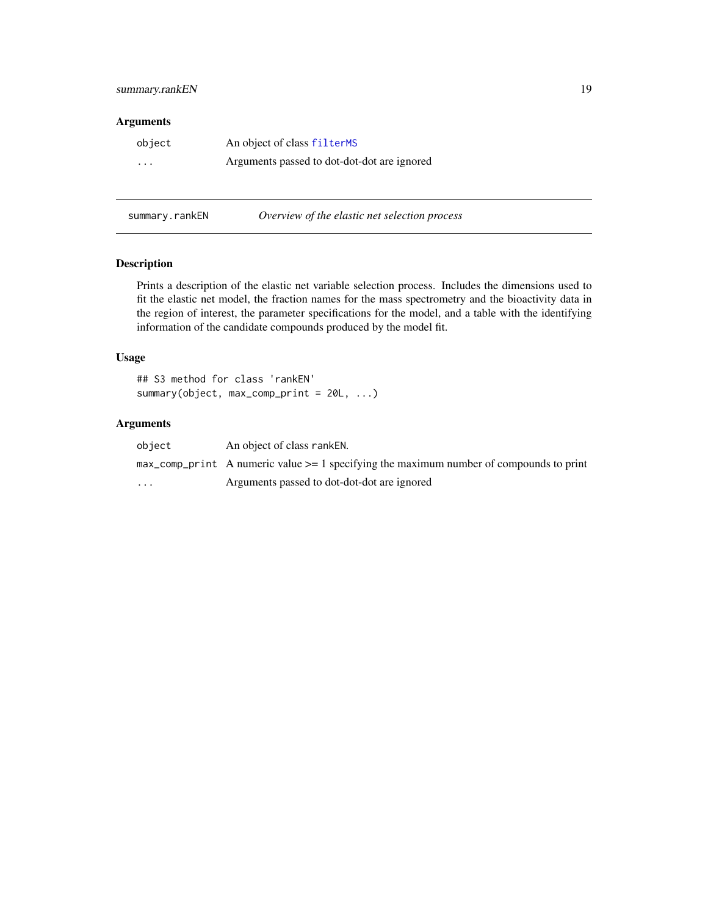### Arguments

| | |
|---|---|
| object | An object of class filterMS |
| ... | Arguments passed to dot-dot-dot are ignored |

---

## summary.rankEN — *Overview of the elastic net selection process*

---

### Description

Prints a description of the elastic net variable selection process. Includes the dimensions used to fit the elastic net model, the fraction names for the mass spectrometry and the bioactivity data in the region of interest, the parameter specifications for the model, and a table with the identifying information of the candidate compounds produced by the model fit.

### Usage

```
## S3 method for class 'rankEN'
summary(object, max_comp_print = 20L, ...)
```

### Arguments

| | |
|---|---|
| object | An object of class rankEN. |
| max_comp_print | A numeric value >= 1 specifying the maximum number of compounds to print |
| ... | Arguments passed to dot-dot-dot are ignored |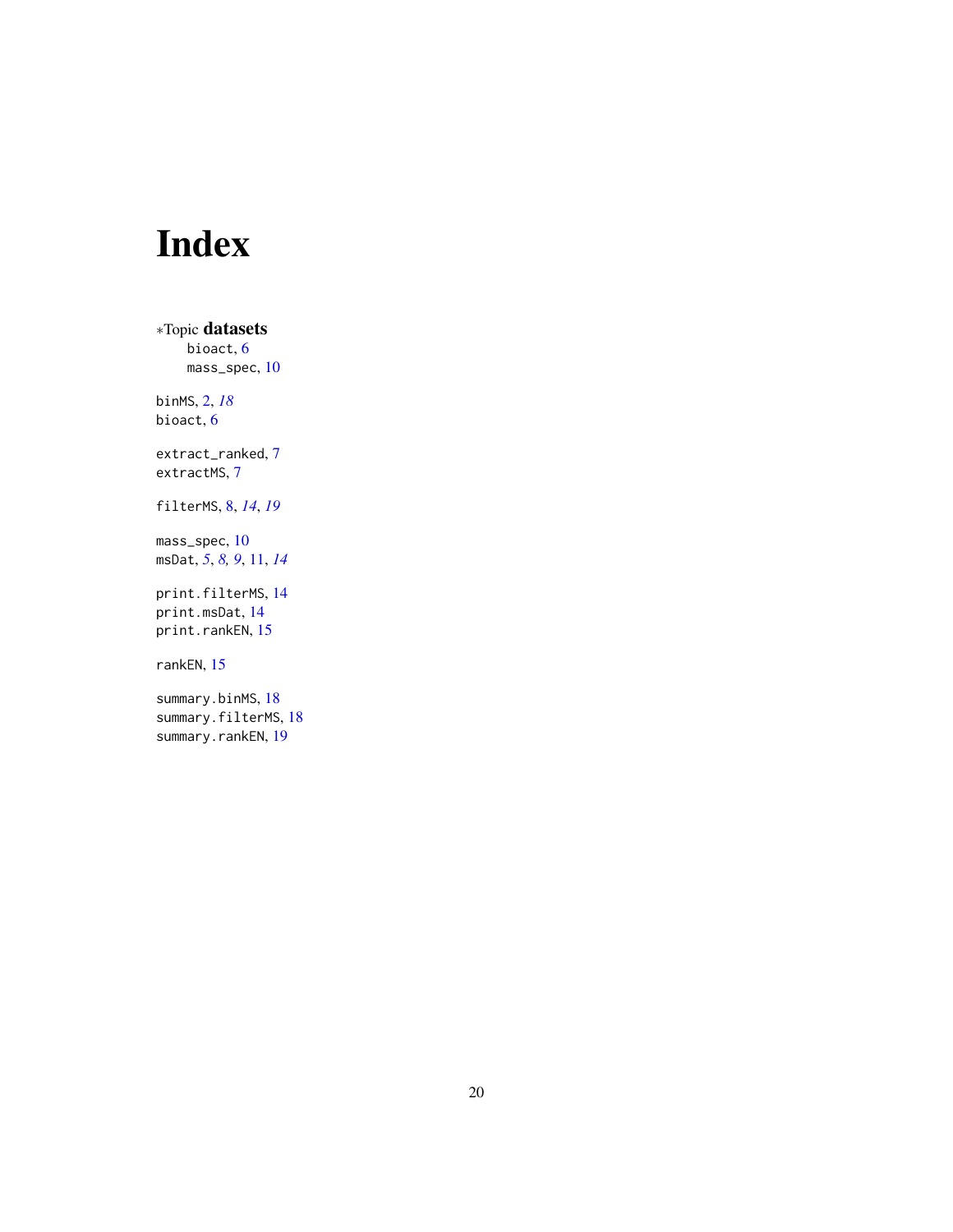# Index

∗Topic **datasets**
    bioact, 6
    mass_spec, 10

binMS, 2, *18*
bioact, 6

extract_ranked, 7
extractMS, 7

filterMS, 8, *14*, *19*

mass_spec, 10
msDat, *5*, *8, 9*, 11, *14*

print.filterMS, 14
print.msDat, 14
print.rankEN, 15

rankEN, 15

summary.binMS, 18
summary.filterMS, 18
summary.rankEN, 19